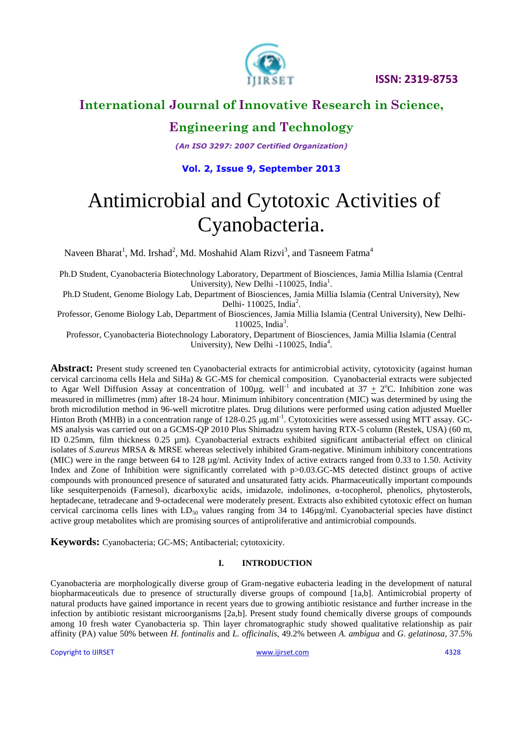# Antimicrobial and Cytotoxic Activities of Cyanobacteria.

Naveen Bharat[1], Md. Irshad[2], Md. Moshahid Alam Rizvi[3], and Tasneem Fatma[4]

Ph.D Student, Cyanobacteria Biotechnology Laboratory, Department of Biosciences, Jamia Millia Islamia (Central University), New Delhi -110025, India[1].

Ph.D Student, Genome Biology Lab, Department of Biosciences, Jamia Millia Islamia (Central University), New Delhi- 110025, India[2].

Professor, Genome Biology Lab, Department of Biosciences, Jamia Millia Islamia (Central University), New Delhi-110025, India[3].

Professor, Cyanobacteria Biotechnology Laboratory, Department of Biosciences, Jamia Millia Islamia (Central University), New Delhi -110025, India[4].

**Abstract:** Present study screened ten Cyanobacterial extracts for antimicrobial activity, cytotoxicity (against human cervical carcinoma cells Hela and SiHa) & GC-MS for chemical composition. Cyanobacterial extracts were subjected to Agar Well Diffusion Assay at concentration of 100µg. well$^{-1}$ and incubated at 37 $\pm$ 2$^{o}$C. Inhibition zone was measured in millimetres (mm) after 18-24 hour. Minimum inhibitory concentration (MIC) was determined by using the broth microdilution method in 96-well microtitre plates. Drug dilutions were performed using cation adjusted Mueller Hinton Broth (MHB) in a concentration range of 128-0.25 µg.ml$^{-1}$. Cytotoxicities were assessed using MTT assay. GC-MS analysis was carried out on a GCMS-QP 2010 Plus Shimadzu system having RTX-5 column (Restek, USA) (60 m, ID 0.25mm, film thickness 0.25 µm). Cyanobacterial extracts exhibited significant antibacterial effect on clinical isolates of *S.aureus* MRSA & MRSE whereas selectively inhibited Gram-negative. Minimum inhibitory concentrations (MIC) were in the range between 64 to 128 µg/ml. Activity Index of active extracts ranged from 0.33 to 1.50. Activity Index and Zone of Inhibition were significantly correlated with p>0.03.GC-MS detected distinct groups of active compounds with pronounced presence of saturated and unsaturated fatty acids. Pharmaceutically important compounds like sesquiterpenoids (Farnesol), dicarboxylic acids, imidazole, indolinones, α-tocopherol, phenolics, phytosterols, heptadecane, tetradecane and 9-octadecenal were moderately present. Extracts also exhibited cytotoxic effect on human cervical carcinoma cells lines with $LD_{50}$ values ranging from 34 to 146µg/ml. Cyanobacterial species have distinct active group metabolites which are promising sources of antiproliferative and antimicrobial compounds.

**Keywords:** Cyanobacteria; GC-MS; Antibacterial; cytotoxicity.

## I. INTRODUCTION

Cyanobacteria are morphologically diverse group of Gram-negative eubacteria leading in the development of natural biopharmaceuticals due to presence of structurally diverse groups of compound [1a,b]. Antimicrobial property of natural products have gained importance in recent years due to growing antibiotic resistance and further increase in the infection by antibiotic resistant microorganisms [2a,b]. Present study found chemically diverse groups of compounds among 10 fresh water Cyanobacteria sp. Thin layer chromatographic study showed qualitative relationship as pair affinity (PA) value 50% between *H. fontinalis* and *L. officinalis,* 49.2% between *A. ambigua* and *G. gelatinosa,* 37.5%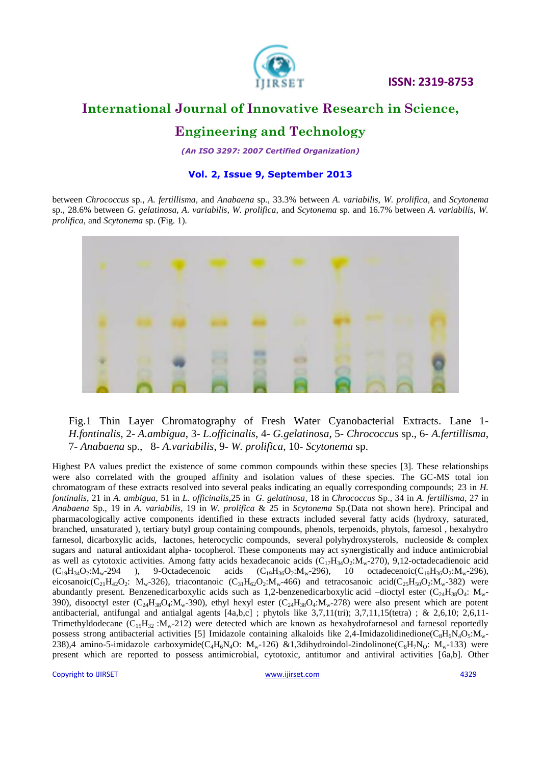between *Chrococcus* sp., *A. fertillisma,* and *Anabaena* sp., 33.3% between *A. variabilis, W. prolifica,* and *Scytonema* sp., 28.6% between *G. gelatinosa, A. variabilis, W. prolifica,* and *Scytonema* sp. and 16.7% between *A. variabilis, W. prolifica,* and *Scytonema* sp. (Fig. 1).

Fig.1 Thin Layer Chromatography of Fresh Water Cyanobacterial Extracts. Lane 1- *H.fontinalis*, 2- *A.ambigua*, 3- *L.officinalis*, 4- *G.gelatinosa*, 5- *Chrococcus* sp., 6- *A.fertillisma*, 7- *Anabaena* sp., 8- *A.variabilis*, 9- *W. prolifica*, 10- *Scytonema* sp.

Highest PA values predict the existence of some common compounds within these species [3]. These relationships were also correlated with the grouped affinity and isolation values of these species. The GC-MS total ion chromatogram of these extracts resolved into several peaks indicating an equally corresponding compounds; 23 in *H. fontinalis,* 21 in *A. ambigua,* 51 in *L. officinalis,*25 in *G. gelatinosa,* 18 in *Chrococcus* Sp., 34 in *A. fertillisma,* 27 in *Anabaena* Sp., 19 in *A. variabilis,* 19 in *W. prolifica* & 25 in *Scytonema* Sp.(Data not shown here). Principal and pharmacologically active components identified in these extracts included several fatty acids (hydroxy, saturated, branched, unsaturated ), tertiary butyl group containing compounds, phenols, terpenoids, phytols, farnesol , hexahydro farnesol, dicarboxylic acids, lactones, heterocyclic compounds, several polyhydroxysterols, nucleoside & complex sugars and natural antioxidant alpha- tocopherol. These components may act synergistically and induce antimicrobial as well as cytotoxic activities. Among fatty acids hexadecanoic acids ($C_{17}H_{34}O_2$:$M_w$-270), 9,12-octadecadienoic acid ($C_{19}H_{34}O_2$:$M_w$-294 ), 9-Octadecenoic acids ($C_{19}H_{36}O_2$:$M_w$-296), 10 octadecenoic($C_{19}H_{36}O_2$:$M_w$-296), eicosanoic($C_{21}H_{42}O_2$: $M_w$-326), triacontanoic ($C_{31}H_{62}O_2$:$M_w$-466) and tetracosanoic acid($C_{25}H_{50}O_2$:$M_w$-382) were abundantly present. Benzenedicarboxylic acids such as 1,2-benzenedicarboxylic acid –dioctyl ester ($C_{24}H_{38}O_4$: $M_w$-390), disooctyl ester ($C_{24}H_{38}O_4$:$M_w$-390), ethyl hexyl ester ($C_{24}H_{38}O_4$:$M_w$-278) were also present which are potent antibacterial, antifungal and antialgal agents [4a,b,c] ; phytols like 3,7,11(tri); 3,7,11,15(tetra) ; & 2,6,10; 2,6,11-Trimethyldodecane ($C_{15}H_{32}$ :$M_w$-212) were detected which are known as hexahydrofarnesol and farnesol reportedly possess strong antibacterial activities [5] Imidazole containing alkaloids like 2,4-Imidazolidinedione($C_8H_6N_4O_5$:$M_w$-238),4 amino-5-imidazole carboxymide($C_4H_6N_4O$: $M_w$-126) &1,3dihydroindol-2indolinone($C_8H_7N_O$: $M_w$-133) were present which are reported to possess antimicrobial, cytotoxic, antitumor and antiviral activities [6a,b]. Other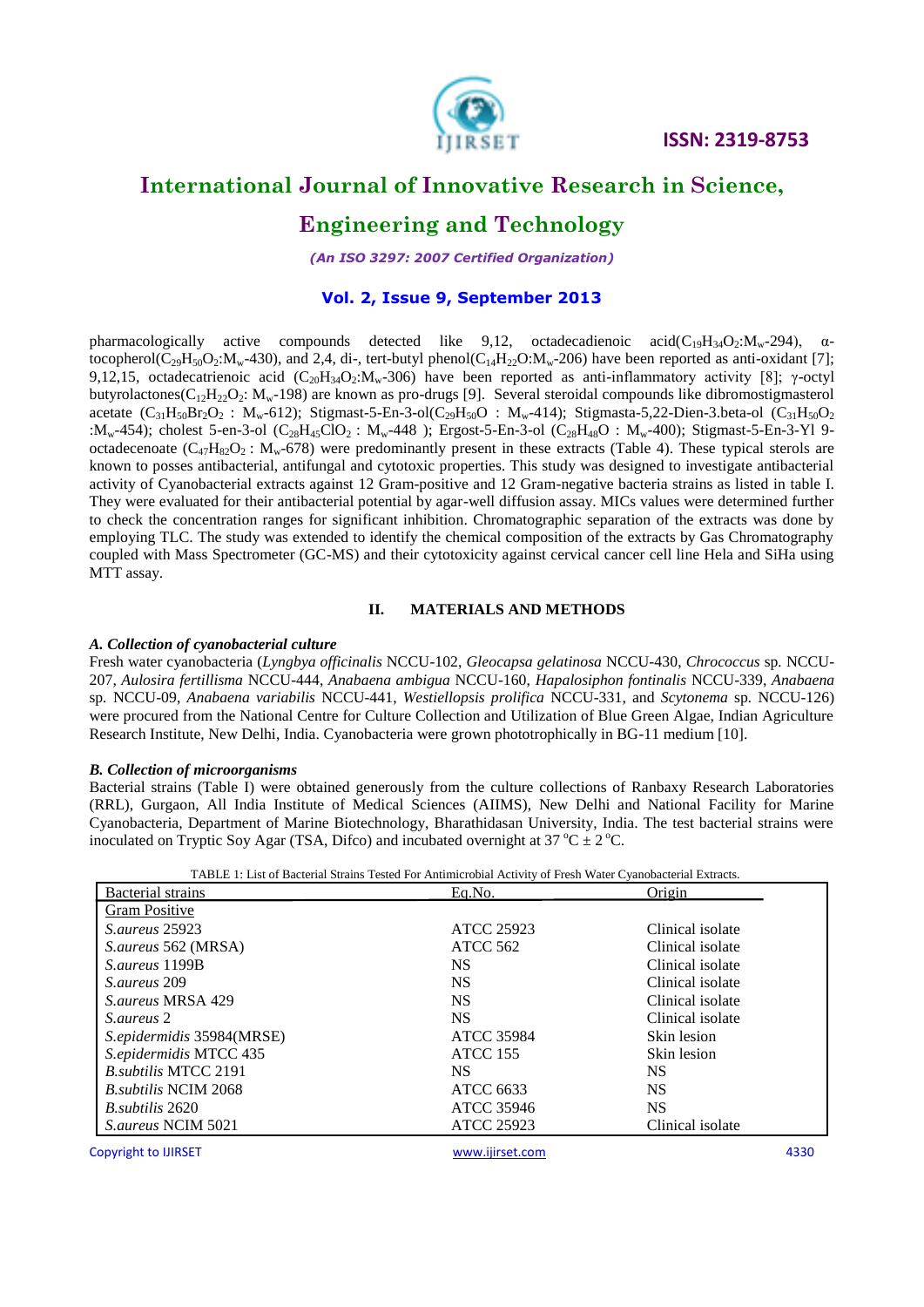pharmacologically active compounds detected like 9,12, octadecadienoic acid($C_{19}H_{34}O_2$:$M_w$-294), α-tocopherol($C_{29}H_{50}O_2$:$M_w$-430), and 2,4, di-, tert-butyl phenol($C_{14}H_{22}O$:$M_w$-206) have been reported as anti-oxidant [7]; 9,12,15, octadecatrienoic acid ($C_{20}H_{34}O_2$:$M_w$-306) have been reported as anti-inflammatory activity [8]; γ-octyl butyrolactones($C_{12}H_{22}O_2$: $M_w$-198) are known as pro-drugs [9]. Several steroidal compounds like dibromostigmasterol acetate ($C_{31}H_{50}Br_2O_2$ : $M_w$-612); Stigmast-5-En-3-ol($C_{29}H_{50}O$ : $M_w$-414); Stigmasta-5,22-Dien-3.beta-ol ($C_{31}H_{50}O_2$ :$M_w$-454); cholest 5-en-3-ol ($C_{28}H_{45}ClO_2$ : $M_w$-448 ); Ergost-5-En-3-ol ($C_{28}H_{48}O$ : $M_w$-400); Stigmast-5-En-3-Yl 9-octadecenoate ($C_{47}H_{82}O_2$ : $M_w$-678) were predominantly present in these extracts (Table 4). These typical sterols are known to posses antibacterial, antifungal and cytotoxic properties. This study was designed to investigate antibacterial activity of Cyanobacterial extracts against 12 Gram-positive and 12 Gram-negative bacteria strains as listed in table I. They were evaluated for their antibacterial potential by agar-well diffusion assay. MICs values were determined further to check the concentration ranges for significant inhibition. Chromatographic separation of the extracts was done by employing TLC. The study was extended to identify the chemical composition of the extracts by Gas Chromatography coupled with Mass Spectrometer (GC-MS) and their cytotoxicity against cervical cancer cell line Hela and SiHa using MTT assay.

## II. MATERIALS AND METHODS

### *A. Collection of cyanobacterial culture*

Fresh water cyanobacteria (*Lyngbya officinalis* NCCU-102, *Gleocapsa gelatinosa* NCCU-430, *Chrococcus* sp. NCCU-207, *Aulosira fertillisma* NCCU-444, *Anabaena ambigua* NCCU-160, *Hapalosiphon fontinalis* NCCU-339, *Anabaena* sp. NCCU-09, *Anabaena variabilis* NCCU-441, *Westiellopsis prolifica* NCCU-331, and *Scytonema* sp. NCCU-126) were procured from the National Centre for Culture Collection and Utilization of Blue Green Algae, Indian Agriculture Research Institute, New Delhi, India. Cyanobacteria were grown phototrophically in BG-11 medium [10].

### *B. Collection of microorganisms*

Bacterial strains (Table I) were obtained generously from the culture collections of Ranbaxy Research Laboratories (RRL), Gurgaon, All India Institute of Medical Sciences (AIIMS), New Delhi and National Facility for Marine Cyanobacteria, Department of Marine Biotechnology, Bharathidasan University, India. The test bacterial strains were inoculated on Tryptic Soy Agar (TSA, Difco) and incubated overnight at 37 °C ± 2 °C.

TABLE 1: List of Bacterial Strains Tested For Antimicrobial Activity of Fresh Water Cyanobacterial Extracts.

| Bacterial strains | Eq.No. | Origin |
|---|---|---|
| Gram Positive | | |
| *S.aureus* 25923 | ATCC 25923 | Clinical isolate |
| *S.aureus* 562 (MRSA) | ATCC 562 | Clinical isolate |
| *S.aureus* 1199B | NS | Clinical isolate |
| *S.aureus* 209 | NS | Clinical isolate |
| *S.aureus* MRSA 429 | NS | Clinical isolate |
| *S.aureus* 2 | NS | Clinical isolate |
| *S.epidermidis* 35984(MRSE) | ATCC 35984 | Skin lesion |
| *S.epidermidis* MTCC 435 | ATCC 155 | Skin lesion |
| *B.subtilis* MTCC 2191 | NS | NS |
| *B.subtilis* NCIM 2068 | ATCC 6633 | NS |
| *B.subtilis* 2620 | ATCC 35946 | NS |
| *S.aureus* NCIM 5021 | ATCC 25923 | Clinical isolate |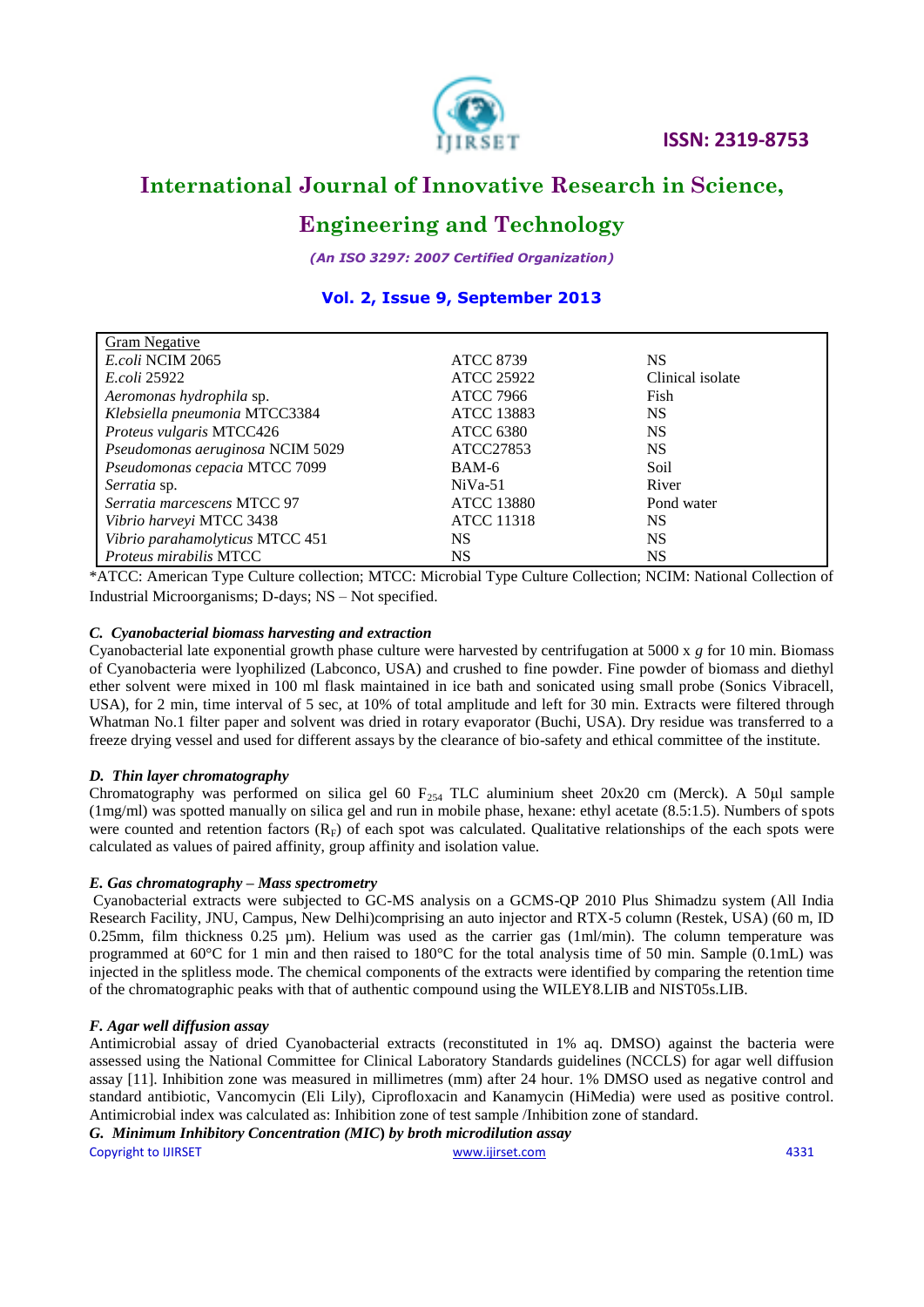| | | |
|---|---|---|
| Gram Negative | | |
| *E.coli* NCIM 2065 | ATCC 8739 | NS |
| *E.coli* 25922 | ATCC 25922 | Clinical isolate |
| *Aeromonas hydrophila* sp. | ATCC 7966 | Fish |
| *Klebsiella pneumonia* MTCC3384 | ATCC 13883 | NS |
| *Proteus vulgaris* MTCC426 | ATCC 6380 | NS |
| *Pseudomonas aeruginosa* NCIM 5029 | ATCC27853 | NS |
| *Pseudomonas cepacia* MTCC 7099 | BAM-6 | Soil |
| *Serratia* sp. | NiVa-51 | River |
| *Serratia marcescens* MTCC 97 | ATCC 13880 | Pond water |
| *Vibrio harveyi* MTCC 3438 | ATCC 11318 | NS |
| *Vibrio parahamolyticus* MTCC 451 | NS | NS |
| *Proteus mirabilis* MTCC | NS | NS |

*ATCC: American Type Culture collection; MTCC: Microbial Type Culture Collection; NCIM: National Collection of Industrial Microorganisms; D-days; NS – Not specified.

### *C. Cyanobacterial biomass harvesting and extraction*

Cyanobacterial late exponential growth phase culture were harvested by centrifugation at 5000 x *g* for 10 min. Biomass of Cyanobacteria were lyophilized (Labconco, USA) and crushed to fine powder. Fine powder of biomass and diethyl ether solvent were mixed in 100 ml flask maintained in ice bath and sonicated using small probe (Sonics Vibracell, USA), for 2 min, time interval of 5 sec, at 10% of total amplitude and left for 30 min. Extracts were filtered through Whatman No.1 filter paper and solvent was dried in rotary evaporator (Buchi, USA). Dry residue was transferred to a freeze drying vessel and used for different assays by the clearance of bio-safety and ethical committee of the institute.

### *D. Thin layer chromatography*

Chromatography was performed on silica gel 60 $F_{254}$ TLC aluminium sheet 20x20 cm (Merck). A 50µl sample (1mg/ml) was spotted manually on silica gel and run in mobile phase, hexane: ethyl acetate (8.5:1.5). Numbers of spots were counted and retention factors ($R_F$) of each spot was calculated. Qualitative relationships of the each spots were calculated as values of paired affinity, group affinity and isolation value.

### *E. Gas chromatography – Mass spectrometry*

Cyanobacterial extracts were subjected to GC-MS analysis on a GCMS-QP 2010 Plus Shimadzu system (All India Research Facility, JNU, Campus, New Delhi)comprising an auto injector and RTX-5 column (Restek, USA) (60 m, ID 0.25mm, film thickness 0.25 µm). Helium was used as the carrier gas (1ml/min). The column temperature was programmed at 60°C for 1 min and then raised to 180°C for the total analysis time of 50 min. Sample (0.1mL) was injected in the splitless mode. The chemical components of the extracts were identified by comparing the retention time of the chromatographic peaks with that of authentic compound using the WILEY8.LIB and NIST05s.LIB.

### *F. Agar well diffusion assay*

Antimicrobial assay of dried Cyanobacterial extracts (reconstituted in 1% aq. DMSO) against the bacteria were assessed using the National Committee for Clinical Laboratory Standards guidelines (NCCLS) for agar well diffusion assay [11]. Inhibition zone was measured in millimetres (mm) after 24 hour. 1% DMSO used as negative control and standard antibiotic, Vancomycin (Eli Lily), Ciprofloxacin and Kanamycin (HiMedia) were used as positive control. Antimicrobial index was calculated as: Inhibition zone of test sample /Inhibition zone of standard.

### *G. Minimum Inhibitory Concentration (MIC) by broth microdilution assay*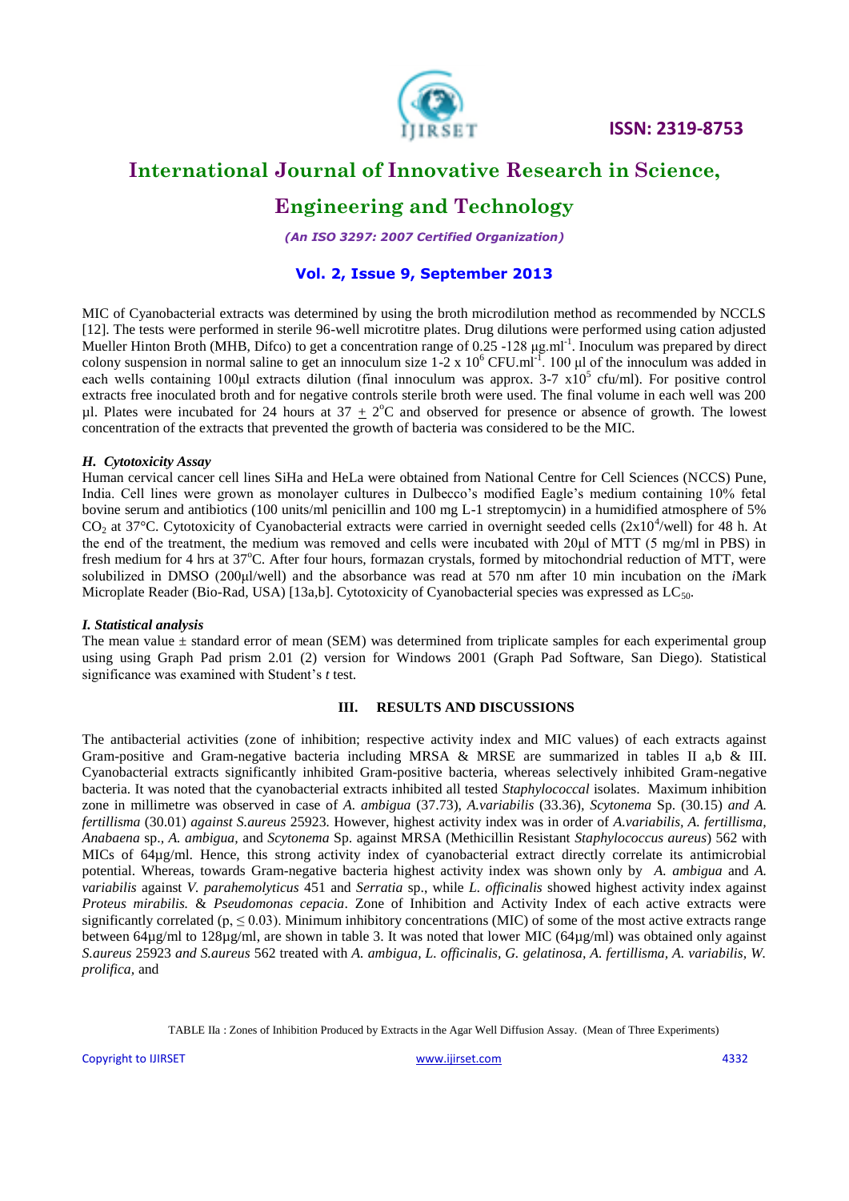MIC of Cyanobacterial extracts was determined by using the broth microdilution method as recommended by NCCLS [12]. The tests were performed in sterile 96-well microtitre plates. Drug dilutions were performed using cation adjusted Mueller Hinton Broth (MHB, Difco) to get a concentration range of 0.25 -128 µg.ml$^{-1}$. Inoculum was prepared by direct colony suspension in normal saline to get an innoculum size 1-2 x $10^6$ CFU.ml$^{-1}$. 100 µl of the innoculum was added in each wells containing 100µl extracts dilution (final innoculum was approx. 3-7 x$10^5$ cfu/ml). For positive control extracts free inoculated broth and for negative controls sterile broth were used. The final volume in each well was 200 µl. Plates were incubated for 24 hours at 37 ± 2°C and observed for presence or absence of growth. The lowest concentration of the extracts that prevented the growth of bacteria was considered to be the MIC.

### *H. Cytotoxicity Assay*

Human cervical cancer cell lines SiHa and HeLa were obtained from National Centre for Cell Sciences (NCCS) Pune, India. Cell lines were grown as monolayer cultures in Dulbecco's modified Eagle's medium containing 10% fetal bovine serum and antibiotics (100 units/ml penicillin and 100 mg L-1 streptomycin) in a humidified atmosphere of 5% $CO_2$ at 37°C. Cytotoxicity of Cyanobacterial extracts were carried in overnight seeded cells (2x$10^4$/well) for 48 h. At the end of the treatment, the medium was removed and cells were incubated with 20µl of MTT (5 mg/ml in PBS) in fresh medium for 4 hrs at 37°C. After four hours, formazan crystals, formed by mitochondrial reduction of MTT, were solubilized in DMSO (200µl/well) and the absorbance was read at 570 nm after 10 min incubation on the *i*Mark Microplate Reader (Bio-Rad, USA) [13a,b]. Cytotoxicity of Cyanobacterial species was expressed as $LC_{50}$.

### *I. Statistical analysis*

The mean value ± standard error of mean (SEM) was determined from triplicate samples for each experimental group using using Graph Pad prism 2.01 (2) version for Windows 2001 (Graph Pad Software, San Diego). Statistical significance was examined with Student's *t* test.

## III. RESULTS AND DISCUSSIONS

The antibacterial activities (zone of inhibition; respective activity index and MIC values) of each extracts against Gram-positive and Gram-negative bacteria including MRSA & MRSE are summarized in tables II a,b & III. Cyanobacterial extracts significantly inhibited Gram-positive bacteria, whereas selectively inhibited Gram-negative bacteria. It was noted that the cyanobacterial extracts inhibited all tested *Staphylococcal* isolates. Maximum inhibition zone in millimetre was observed in case of *A. ambigua* (37.73), *A.variabilis* (33.36), *Scytonema* Sp. (30.15) *and A. fertillisma* (30.01) *against S.aureus* 25923*.* However, highest activity index was in order of *A.variabilis, A. fertillisma, Anabaena* sp.*, A. ambigua*, and *Scytonema* Sp. against MRSA (Methicillin Resistant *Staphylococcus aureus*) 562 with MICs of 64µg/ml. Hence, this strong activity index of cyanobacterial extract directly correlate its antimicrobial potential. Whereas, towards Gram-negative bacteria highest activity index was shown only by *A. ambigua* and *A. variabilis* against *V. parahemolyticus* 451 and *Serratia* sp., while *L. officinalis* showed highest activity index against *Proteus mirabilis.* & *Pseudomonas cepacia*. Zone of Inhibition and Activity Index of each active extracts were significantly correlated ($p, \leq 0.03$). Minimum inhibitory concentrations (MIC) of some of the most active extracts range between 64µg/ml to 128µg/ml, are shown in table 3. It was noted that lower MIC (64µg/ml) was obtained only against *S.aureus* 25923 *and S.aureus* 562 treated with *A. ambigua, L. officinalis, G. gelatinosa, A. fertillisma, A. variabilis, W. prolifica*, and

TABLE IIa : Zones of Inhibition Produced by Extracts in the Agar Well Diffusion Assay. (Mean of Three Experiments)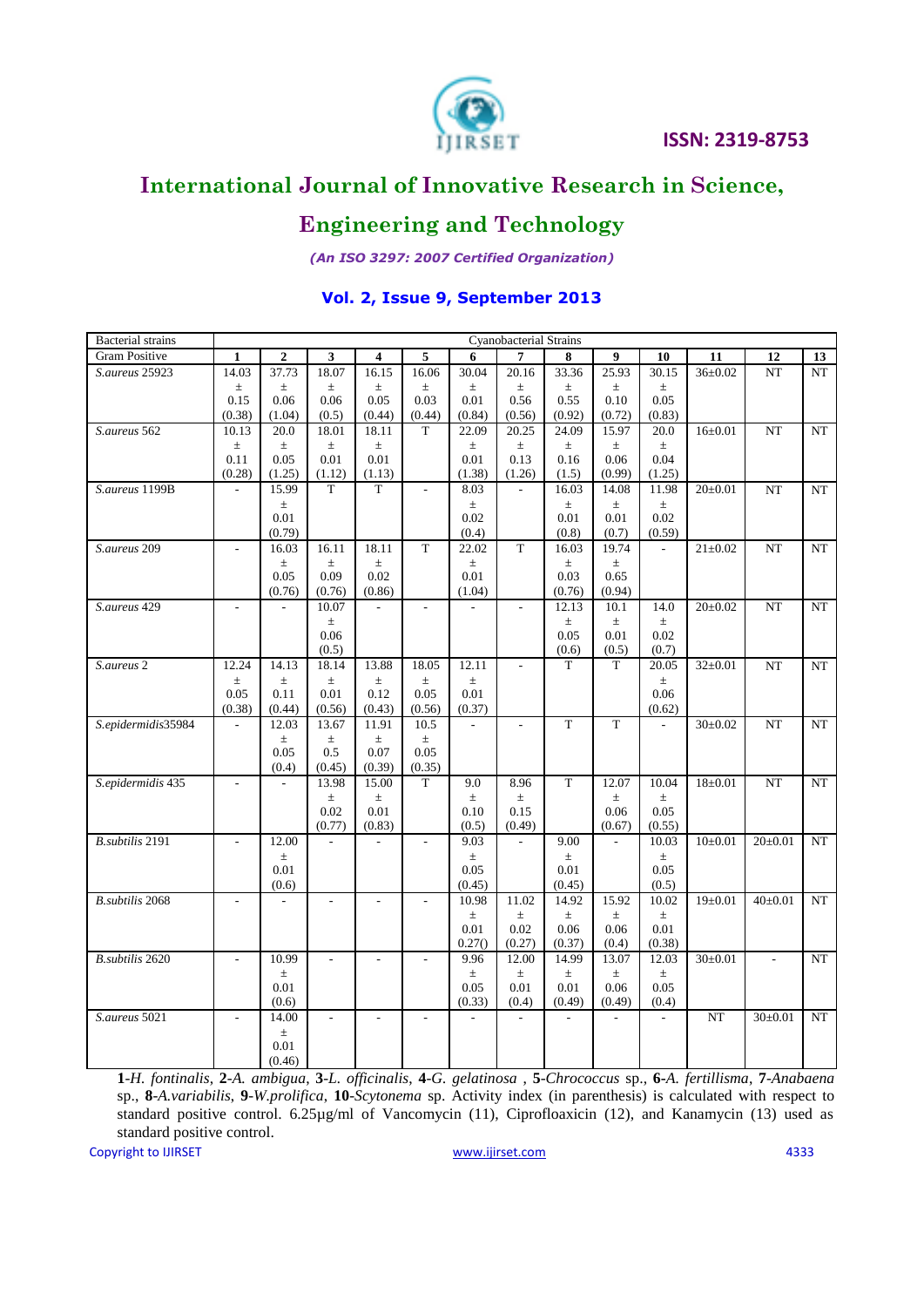| Bacterial strains | Cyanobacterial Strains | | | | | | | | | | | | |
|---|---|---|---|---|---|---|---|---|---|---|---|---|---|
| Gram Positive | 1 | 2 | 3 | 4 | 5 | 6 | 7 | 8 | 9 | 10 | 11 | 12 | 13 |
| *S.aureus* 25923 | 14.03 ± 0.15 (0.38) | 37.73 ± 0.06 (1.04) | 18.07 ± 0.06 (0.5) | 16.15 ± 0.05 (0.44) | 16.06 ± 0.03 (0.44) | 30.04 ± 0.01 (0.84) | 20.16 ± 0.56 (0.56) | 33.36 ± 0.55 (0.92) | 25.93 ± 0.10 (0.72) | 30.15 ± 0.05 (0.83) | 36±0.02 | NT | NT |
| *S.aureus* 562 | 10.13 ± 0.11 (0.28) | 20.0 ± 0.05 (1.25) | 18.01 ± 0.01 (1.12) | 18.11 ± 0.01 (1.13) | T | 22.09 ± 0.01 (1.38) | 20.25 ± 0.13 (1.26) | 24.09 ± 0.16 (1.5) | 15.97 ± 0.06 (0.99) | 20.0 ± 0.04 (1.25) | 16±0.01 | NT | NT |
| *S.aureus* 1199B | - | 15.99 ± 0.01 (0.79) | T | T | - | 8.03 ± 0.02 (0.4) | - | 16.03 ± 0.01 (0.8) | 14.08 ± 0.01 (0.7) | 11.98 ± 0.02 (0.59) | 20±0.01 | NT | NT |
| *S.aureus* 209 | - | 16.03 ± 0.05 (0.76) | 16.11 ± 0.09 (0.76) | 18.11 ± 0.02 (0.86) | T | 22.02 ± 0.01 (1.04) | T | 16.03 ± 0.03 (0.76) | 19.74 ± 0.65 (0.94) | - | 21±0.02 | NT | NT |
| *S.aureus* 429 | - | - | 10.07 ± 0.06 (0.5) | - | - | - | - | 12.13 ± 0.05 (0.6) | 10.1 ± 0.01 (0.5) | 14.0 ± 0.02 (0.7) | 20±0.02 | NT | NT |
| *S.aureus* 2 | 12.24 ± 0.05 (0.38) | 14.13 ± 0.11 (0.44) | 18.14 ± 0.01 (0.56) | 13.88 ± 0.12 (0.43) | 18.05 ± 0.05 (0.56) | 12.11 ± 0.01 (0.37) | - | T | T | 20.05 ± 0.06 (0.62) | 32±0.01 | NT | NT |
| *S.epidermidis*35984 | - | 12.03 ± 0.05 (0.4) | 13.67 ± 0.5 (0.45) | 11.91 ± 0.07 (0.39) | 10.5 ± 0.05 (0.35) | - | - | T | T | - | 30±0.02 | NT | NT |
| *S.epidermidis* 435 | - | - | 13.98 ± 0.02 (0.77) | 15.00 ± 0.01 (0.83) | T | 9.0 ± 0.10 (0.5) | 8.96 ± 0.15 (0.49) | T | 12.07 ± 0.06 (0.67) | 10.04 ± 0.05 (0.55) | 18±0.01 | NT | NT |
| *B.subtilis* 2191 | - | 12.00 ± 0.01 (0.6) | - | - | - | 9.03 ± 0.05 (0.45) | - | 9.00 ± 0.01 (0.45) | - | 10.03 ± 0.05 (0.5) | 10±0.01 | 20±0.01 | NT |
| *B.subtilis* 2068 | - | - | - | - | - | 10.98 ± 0.01 0.27() | 11.02 ± 0.02 (0.27) | 14.92 ± 0.06 (0.37) | 15.92 ± 0.06 (0.4) | 10.02 ± 0.01 (0.38) | 19±0.01 | 40±0.01 | NT |
| *B.subtilis* 2620 | - | 10.99 ± 0.01 (0.6) | - | - | - | 9.96 ± 0.05 (0.33) | 12.00 ± 0.01 (0.4) | 14.99 ± 0.01 (0.49) | 13.07 ± 0.06 (0.49) | 12.03 ± 0.05 (0.4) | 30±0.01 | - | NT |
| *S.aureus* 5021 | - | 14.00 ± 0.01 (0.46) | - | - | - | - | - | - | - | - | NT | 30±0.01 | NT |

**1**-*H. fontinalis*, **2**-*A. ambigua*, **3**-*L. officinalis*, **4**-*G. gelatinosa* , **5**-*Chrococcus* sp., **6**-*A. fertillisma*, **7**-*Anabaena* sp., **8**-*A.variabilis*, **9**-*W.prolifica*, **10**-*Scytonema* sp. Activity index (in parenthesis) is calculated with respect to standard positive control. 6.25µg/ml of Vancomycin (11), Ciprofloaxicin (12), and Kanamycin (13) used as standard positive control.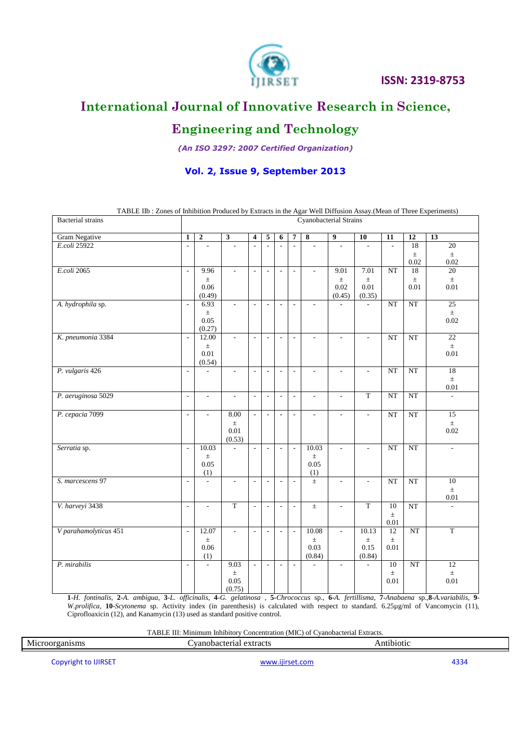TABLE IIb : Zones of Inhibition Produced by Extracts in the Agar Well Diffusion Assay.(Mean of Three Experiments)

| Bacterial strains | Cyanobacterial Strains | | | | | | | | | | | | |
|---|---|---|---|---|---|---|---|---|---|---|---|---|---|
| Gram Negative | 1 | 2 | 3 | 4 | 5 | 6 | 7 | 8 | 9 | 10 | 11 | 12 | 13 |
| *E.coli* 25922 | - | - | - | - | - | - | - | - | - | - | - | 18 ± 0.02 | 20 ± 0.02 |
| *E.coli* 2065 | - | 9.96 ± 0.06 (0.49) | - | - | - | - | - | - | 9.01 ± 0.02 (0.45) | 7.01 ± 0.01 (0.35) | NT | 18 ± 0.01 | 20 ± 0.01 |
| *A. hydrophila* sp. | - | 6.93 ± 0.05 (0.27) | - | - | - | - | - | - | - | - | NT | NT | 25 ± 0.02 |
| *K. pneumonia* 3384 | - | 12.00 ± 0.01 (0.54) | - | - | - | - | - | - | - | - | NT | NT | 22 ± 0.01 |
| *P. vulgaris* 426 | - | - | - | - | - | - | - | - | - | - | NT | NT | 18 ± 0.01 |
| *P. aeruginosa* 5029 | - | - | - | - | - | - | - | - | - | T | NT | NT | - |
| *P. cepacia* 7099 | - | - | 8.00 ± 0.01 (0.53) | - | - | - | - | - | - | - | NT | NT | 15 ± 0.02 |
| *Serratia* sp. | - | 10.03 ± 0.05 (1) | - | - | - | - | - | 10.03 ± 0.05 (1) | - | - | NT | NT | - |
| *S. marcescens* 97 | - | - | - | - | - | - | - | ± | - | - | NT | NT | 10 ± 0.01 |
| *V. harveyi* 3438 | - | - | T | - | - | - | - | ± | - | T | 10 ± 0.01 | NT | - |
| *V parahamolyticus* 451 | - | 12.07 ± 0.06 (1) | - | - | - | - | - | 10.08 ± 0.03 (0.84) | - | 10.13 ± 0.15 (0.84) | 12 ± 0.01 | NT | T |
| *P. mirabilis* | - | - | 9.03 ± 0.05 (0.75) | - | - | - | - | - | - | - | 10 ± 0.01 | NT | 12 ± 0.01 |

**1**-*H. fontinalis*, **2**-*A. ambigua*, **3**-*L. officinalis*, **4**-*G. gelatinosa* , **5**-*Chrococcus* sp., **6**-*A. fertillisma*, **7**-*Anabaena* sp.,**8**-*A.variabilis*, **9**-*W.prolifica*, **10**-*Scytonema* sp. Activity index (in parenthesis) is calculated with respect to standard. 6.25µg/ml of Vancomycin (11), Ciprofloaxicin (12), and Kanamycin (13) used as standard positive control.

TABLE III: Minimum Inhibitory Concentration (MIC) of Cyanobacterial Extracts.

| Microorganisms | Cyanobacterial extracts | Antibiotic |
|---|---|---|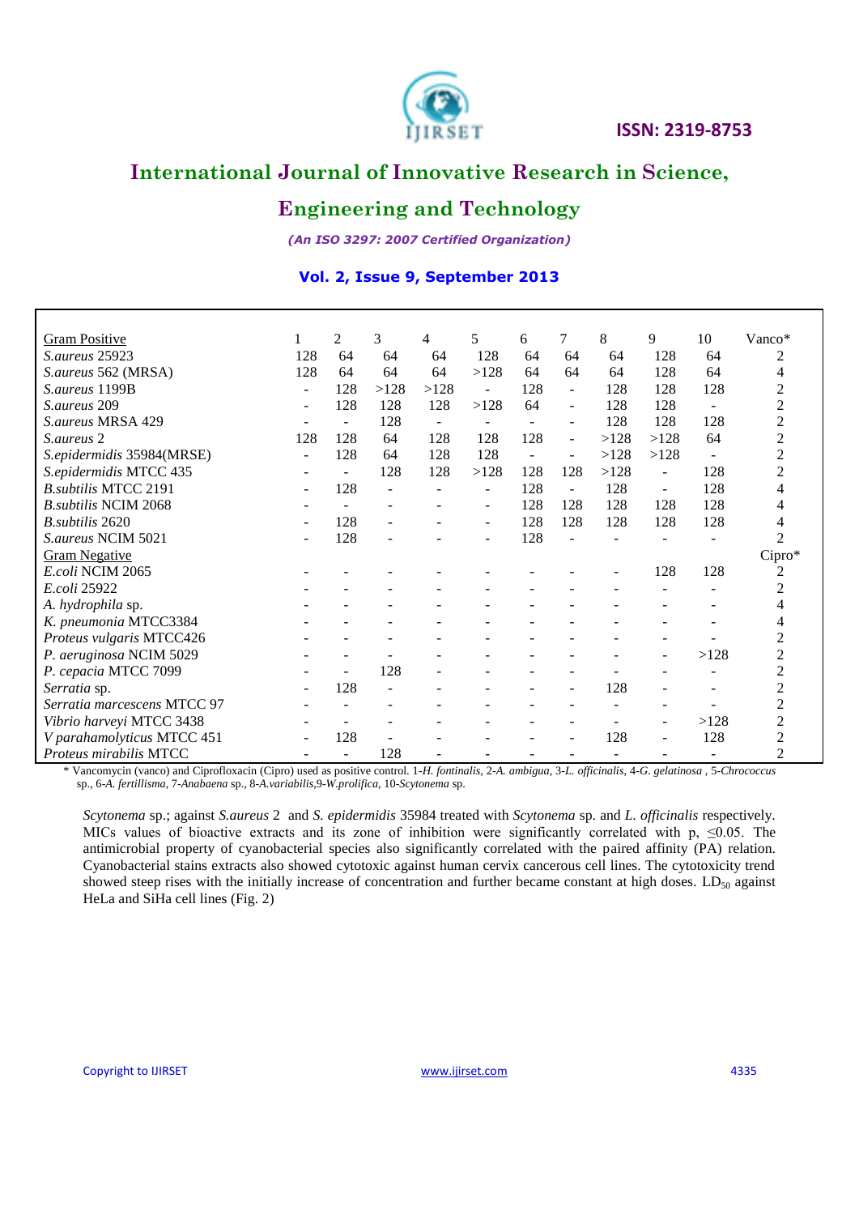| Gram Positive | 1 | 2 | 3 | 4 | 5 | 6 | 7 | 8 | 9 | 10 | Vanco* |
|---|---|---|---|---|---|---|---|---|---|---|---|
| *S.aureus* 25923 | 128 | 64 | 64 | 64 | 128 | 64 | 64 | 64 | 128 | 64 | 2 |
| *S.aureus* 562 (MRSA) | 128 | 64 | 64 | 64 | >128 | 64 | 64 | 64 | 128 | 64 | 4 |
| *S.aureus* 1199B | - | 128 | >128 | >128 | - | 128 | - | 128 | 128 | 128 | 2 |
| *S.aureus* 209 | - | 128 | 128 | 128 | >128 | 64 | - | 128 | 128 | - | 2 |
| *S.aureus* MRSA 429 | - | - | 128 | - | - | - | - | 128 | 128 | 128 | 2 |
| *S.aureus* 2 | 128 | 128 | 64 | 128 | 128 | 128 | - | >128 | >128 | 64 | 2 |
| *S.epidermidis* 35984(MRSE) | - | 128 | 64 | 128 | 128 | - | - | >128 | >128 | - | 2 |
| *S.epidermidis* MTCC 435 | - | - | 128 | 128 | >128 | 128 | 128 | >128 | - | 128 | 2 |
| *B.subtilis* MTCC 2191 | - | 128 | - | - | - | 128 | - | 128 | - | 128 | 4 |
| *B.subtilis* NCIM 2068 | - | - | - | - | - | 128 | 128 | 128 | 128 | 128 | 4 |
| *B.subtilis* 2620 | - | 128 | - | - | - | 128 | 128 | 128 | 128 | 128 | 4 |
| *S.aureus* NCIM 5021 | - | 128 | - | - | - | 128 | - | - | - | - | 2 |
| Gram Negative | | | | | | | | | | | Cipro* |
| *E.coli* NCIM 2065 | - | - | - | - | - | - | - | - | 128 | 128 | 2 |
| *E.coli* 25922 | - | - | - | - | - | - | - | - | - | - | 2 |
| *A. hydrophila* sp. | - | - | - | - | - | - | - | - | - | - | 4 |
| *K. pneumonia* MTCC3384 | - | - | - | - | - | - | - | - | - | - | 4 |
| *Proteus vulgaris* MTCC426 | - | - | - | - | - | - | - | - | - | - | 2 |
| *P. aeruginosa* NCIM 5029 | - | - | - | - | - | - | - | - | - | >128 | 2 |
| *P. cepacia* MTCC 7099 | - | - | 128 | - | - | - | - | - | - | - | 2 |
| *Serratia* sp. | - | 128 | - | - | - | - | - | 128 | - | - | 2 |
| *Serratia marcescens* MTCC 97 | - | - | - | - | - | - | - | - | - | - | 2 |
| *Vibrio harveyi* MTCC 3438 | - | - | - | - | - | - | - | - | - | >128 | 2 |
| *V parahamolyticus* MTCC 451 | - | 128 | - | - | - | - | - | 128 | - | 128 | 2 |
| *Proteus mirabilis* MTCC | - | - | 128 | - | - | - | - | - | - | - | 2 |

\* Vancomycin (vanco) and Ciprofloxacin (Cipro) used as positive control. 1-*H. fontinalis*, 2-*A. ambigua*, 3-*L. officinalis*, 4-*G. gelatinosa* , 5-*Chrococcus* sp., 6-*A. fertillisma*, 7-*Anabaena* sp., 8-*A.variabilis*,9-*W.prolifica*, 10-*Scytonema* sp.

*Scytonema* sp.; against *S.aureus* 2 and *S. epidermidis* 35984 treated with *Scytonema* sp. and *L. officinalis* respectively. MICs values of bioactive extracts and its zone of inhibition were significantly correlated with p, $\leq 0.05$. The antimicrobial property of cyanobacterial species also significantly correlated with the paired affinity (PA) relation. Cyanobacterial stains extracts also showed cytotoxic against human cervix cancerous cell lines. The cytotoxicity trend showed steep rises with the initially increase of concentration and further became constant at high doses. $LD_{50}$ against HeLa and SiHa cell lines (Fig. 2)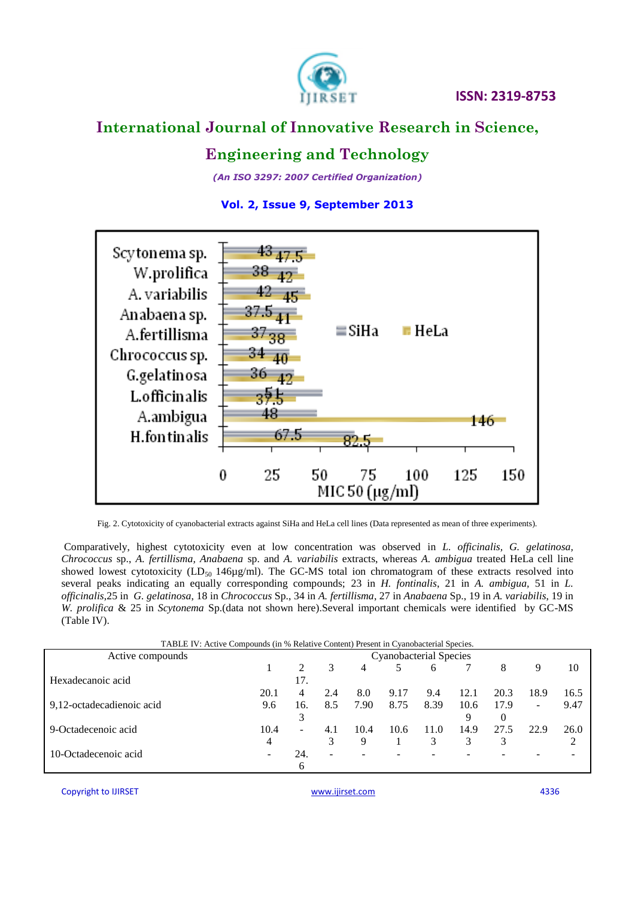Fig. 2. Cytotoxicity of cyanobacterial extracts against SiHa and HeLa cell lines (Data represented as mean of three experiments).

Comparatively, highest cytotoxicity even at low concentration was observed in *L. officinalis, G. gelatinosa, Chrococcus* sp., *A. fertillisma, Anabaena* sp. and *A. variabilis* extracts, whereas *A. ambigua* treated HeLa cell line showed lowest cytotoxicity ($LD_{50}$ 146µg/ml). The GC-MS total ion chromatogram of these extracts resolved into several peaks indicating an equally corresponding compounds; 23 in *H. fontinalis*, 21 in *A. ambigua,* 51 in *L. officinalis*,25 in *G. gelatinosa*, 18 in *Chrococcus* Sp., 34 in *A. fertillisma*, 27 in *Anabaena* Sp., 19 in *A. variabilis*, 19 in *W. prolifica* & 25 in *Scytonema* Sp.(data not shown here).Several important chemicals were identified by GC-MS (Table IV).

TABLE IV: Active Compounds (in % Relative Content) Present in Cyanobacterial Species.

| Active compounds | Cyanobacterial Species | | | | | | | | | |
|---|---|---|---|---|---|---|---|---|---|---|
| | 1 | 2 | 3 | 4 | 5 | 6 | 7 | 8 | 9 | 10 |
| Hexadecanoic acid | 20.1 | 17.4 | 2.4 | 8.0 | 9.17 | 9.4 | 12.1 | 20.3 | 18.9 | 16.5 |
| 9,12-octadecadienoic acid | 9.6 | 16.3 | 8.5 | 7.90 | 8.75 | 8.39 | 10.69 | 17.90 | - | 9.47 |
| 9-Octadecenoic acid | 10.44 | - | 4.13 | 10.49 | 10.61 | 11.03 | 14.93 | 27.53 | 22.9 | 26.02 |
| 10-Octadecenoic acid | - | 24.6 | - | - | - | - | - | - | - | - |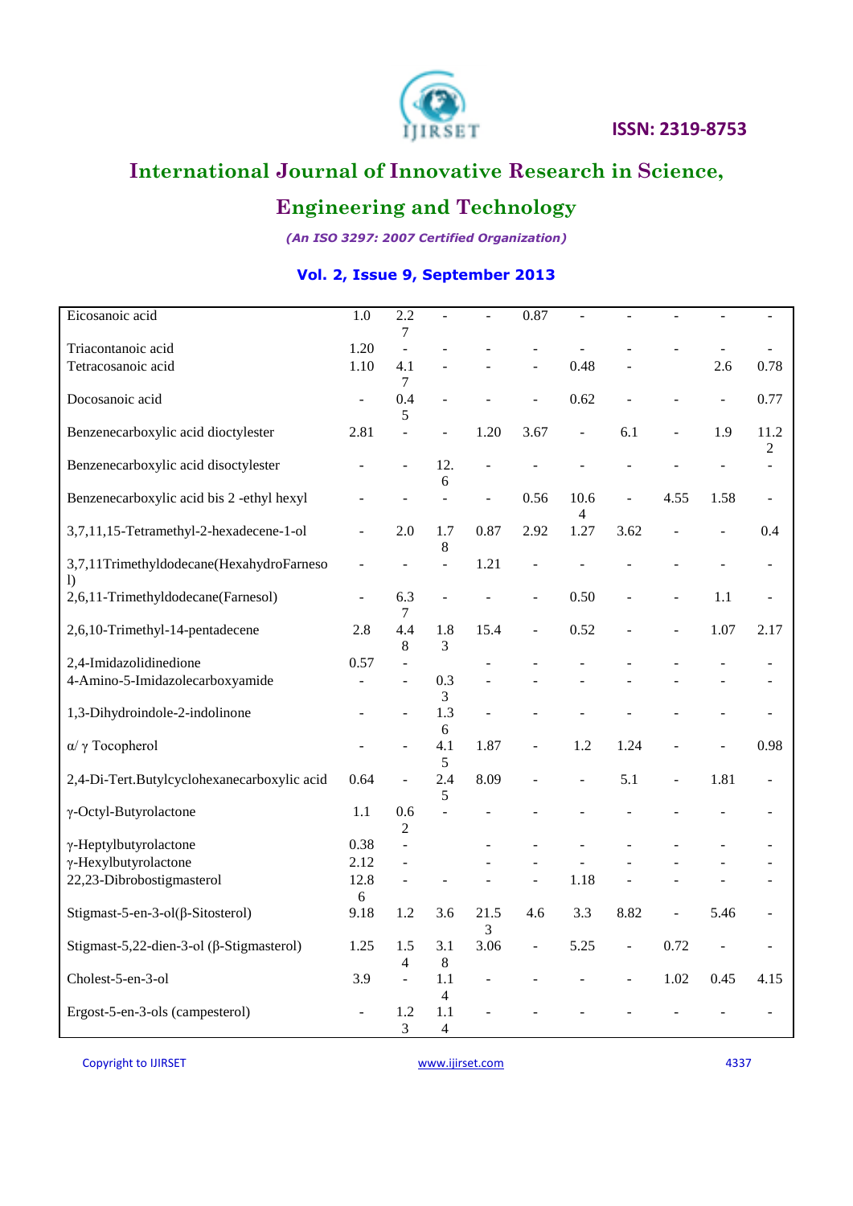| | | | | | | | | | | |
|---|---|---|---|---|---|---|---|---|---|---|
| Eicosanoic acid | 1.0 | 2.27 | - | - | 0.87 | - | - | - | - | - |
| Triacontanoic acid | 1.20 | - | - | - | - | - | - | - | - | - |
| Tetracosanoic acid | 1.10 | 4.17 | - | - | - | 0.48 | - | | 2.6 | 0.78 |
| Docosanoic acid | - | 0.45 | - | - | - | 0.62 | - | - | - | 0.77 |
| Benzenecarboxylic acid dioctylester | 2.81 | - | - | 1.20 | 3.67 | - | 6.1 | - | 1.9 | 11.22 |
| Benzenecarboxylic acid disoctylester | - | - | 12.6 | - | - | - | - | - | - | - |
| Benzenecarboxylic acid bis 2 -ethyl hexyl | - | - | - | - | 0.56 | 10.64 | - | 4.55 | 1.58 | - |
| 3,7,11,15-Tetramethyl-2-hexadecene-1-ol | - | 2.0 | 1.78 | 0.87 | 2.92 | 1.27 | 3.62 | - | - | 0.4 |
| 3,7,11Trimethyldodecane(HexahydroFarnesol) | - | - | - | 1.21 | - | - | - | - | - | - |
| 2,6,11-Trimethyldodecane(Farnesol) | - | 6.37 | - | - | - | 0.50 | - | - | 1.1 | - |
| 2,6,10-Trimethyl-14-pentadecene | 2.8 | 4.48 | 1.83 | 15.4 | - | 0.52 | - | - | 1.07 | 2.17 |
| 2,4-Imidazolidinedione | 0.57 | - | | - | - | - | - | - | - | - |
| 4-Amino-5-Imidazolecarboxyamide | - | - | 0.33 | - | - | - | - | - | - | - |
| 1,3-Dihydroindole-2-indolinone | - | - | 1.36 | - | - | - | - | - | - | - |
| α/ γ Tocopherol | - | - | 4.15 | 1.87 | - | 1.2 | 1.24 | - | - | 0.98 |
| 2,4-Di-Tert.Butylcyclohexanecarboxylic acid | 0.64 | - | 2.45 | 8.09 | - | - | 5.1 | - | 1.81 | - |
| γ-Octyl-Butyrolactone | 1.1 | 0.62 | - | - | - | - | - | - | - | - |
| γ-Heptylbutyrolactone | 0.38 | - | | - | - | - | - | - | - | - |
| γ-Hexylbutyrolactone | 2.12 | - | | - | - | - | - | - | - | - |
| 22,23-Dibrobostigmasterol | 12.86 | - | - | - | - | 1.18 | - | - | - | - |
| Stigmast-5-en-3-ol(β-Sitosterol) | 9.18 | 1.2 | 3.6 | 21.53 | 4.6 | 3.3 | 8.82 | - | 5.46 | - |
| Stigmast-5,22-dien-3-ol (β-Stigmasterol) | 1.25 | 1.54 | 3.18 | 3.06 | - | 5.25 | - | 0.72 | - | - |
| Cholest-5-en-3-ol | 3.9 | - | 1.14 | - | - | - | - | 1.02 | 0.45 | 4.15 |
| Ergost-5-en-3-ols (campesterol) | - | 1.23 | 1.14 | - | - | - | - | - | - | - |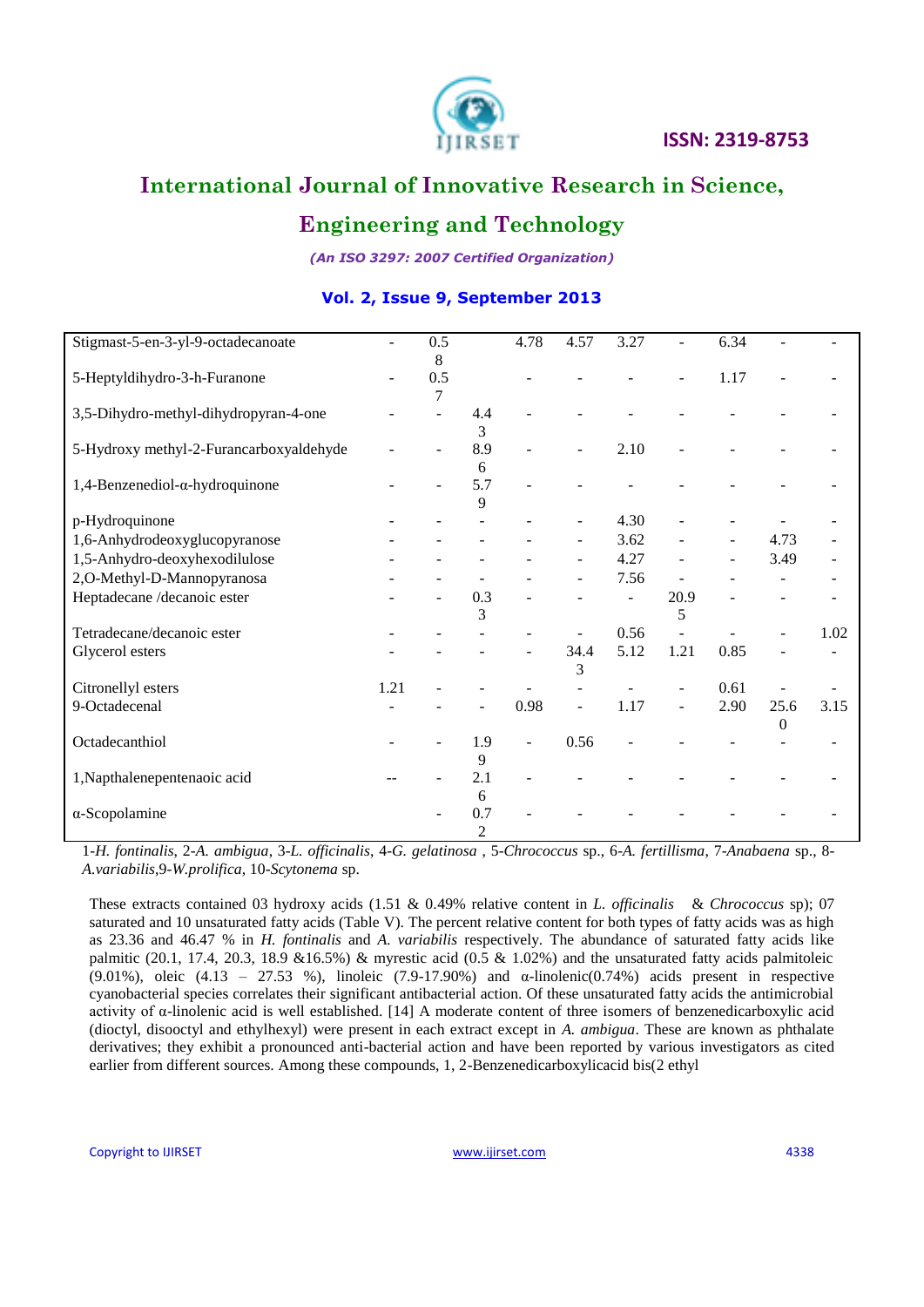| | | | | | | | | | | |
|---|---|---|---|---|---|---|---|---|---|---|
| Stigmast-5-en-3-yl-9-octadecanoate | - | 0.58 | | 4.78 | 4.57 | 3.27 | - | 6.34 | - | - |
| 5-Heptyldihydro-3-h-Furanone | - | 0.57 | | - | - | - | - | 1.17 | - | - |
| 3,5-Dihydro-methyl-dihydropyran-4-one | - | - | 4.43 | - | - | - | - | - | - | - |
| 5-Hydroxy methyl-2-Furancarboxyaldehyde | - | - | 8.96 | - | - | 2.10 | - | - | - | - |
| 1,4-Benzenediol-α-hydroquinone | - | - | 5.79 | - | - | - | - | - | - | - |
| p-Hydroquinone | - | - | - | - | - | 4.30 | - | - | - | - |
| 1,6-Anhydrodeoxyglucopyranose | - | - | - | - | - | 3.62 | - | - | 4.73 | - |
| 1,5-Anhydro-deoxyhexodilulose | - | - | - | - | - | 4.27 | - | - | 3.49 | - |
| 2,O-Methyl-D-Mannopyranosa | - | - | - | - | - | 7.56 | - | - | - | - |
| Heptadecane /decanoic ester | - | - | 0.33 | - | - | - | 20.95 | - | - | - |
| Tetradecane/decanoic ester | - | - | - | - | - | 0.56 | - | - | - | 1.02 |
| Glycerol esters | - | - | - | - | 34.43 | 5.12 | 1.21 | 0.85 | - | - |
| Citronellyl esters | 1.21 | - | - | - | - | - | - | 0.61 | - | - |
| 9-Octadecenal | - | - | - | 0.98 | - | 1.17 | - | 2.90 | 25.60 | 3.15 |
| Octadecanthiol | - | - | 1.99 | - | 0.56 | - | - | - | - | - |
| 1,Napthalenepentenaoic acid | -- | - | 2.16 | - | - | - | - | - | - | - |
| α-Scopolamine | | - | 0.72 | - | - | - | - | - | - | - |

1-*H. fontinalis*, 2-*A. ambigua*, 3-*L. officinalis*, 4-*G. gelatinosa* , 5-*Chrococcus* sp., 6-*A. fertillisma*, 7-*Anabaena* sp., 8-*A.variabilis*,9-*W.prolifica*, 10-*Scytonema* sp.

These extracts contained 03 hydroxy acids (1.51 & 0.49% relative content in *L. officinalis* & *Chrococcus* sp); 07 saturated and 10 unsaturated fatty acids (Table V). The percent relative content for both types of fatty acids was as high as 23.36 and 46.47 % in *H. fontinalis* and *A. variabilis* respectively. The abundance of saturated fatty acids like palmitic (20.1, 17.4, 20.3, 18.9 &16.5%) & myrestic acid (0.5 & 1.02%) and the unsaturated fatty acids palmitoleic (9.01%), oleic (4.13 – 27.53 %), linoleic (7.9-17.90%) and α-linolenic(0.74%) acids present in respective cyanobacterial species correlates their significant antibacterial action. Of these unsaturated fatty acids the antimicrobial activity of α-linolenic acid is well established. [14] A moderate content of three isomers of benzenedicarboxylic acid (dioctyl, disooctyl and ethylhexyl) were present in each extract except in *A. ambigua*. These are known as phthalate derivatives; they exhibit a pronounced anti-bacterial action and have been reported by various investigators as cited earlier from different sources. Among these compounds, 1, 2-Benzenedicarboxylicacid bis(2 ethyl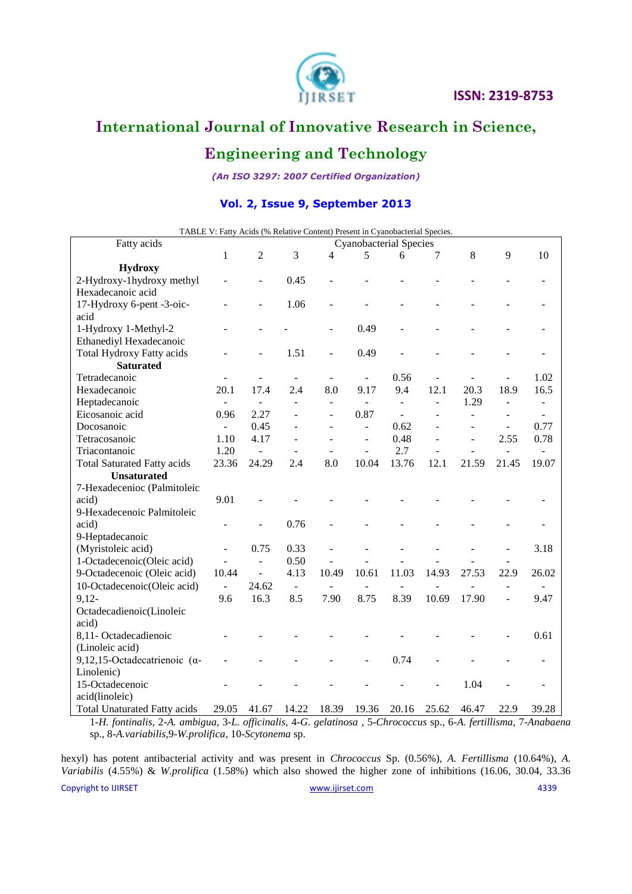TABLE V: Fatty Acids (% Relative Content) Present in Cyanobacterial Species.

| Fatty acids | Cyanobacterial Species | | | | | | | | | |
|---|---|---|---|---|---|---|---|---|---|---|
| | 1 | 2 | 3 | 4 | 5 | 6 | 7 | 8 | 9 | 10 |
| **Hydroxy** | | | | | | | | | | |
| 2-Hydroxy-1hydroxy methyl Hexadecanoic acid | - | - | 0.45 | - | - | - | - | - | - | - |
| 17-Hydroxy 6-pent -3-oic-acid | - | - | 1.06 | - | - | - | - | - | - | - |
| 1-Hydroxy 1-Methyl-2 Ethanediyl Hexadecanoic | - | - | - | - | 0.49 | - | - | - | - | - |
| Total Hydroxy Fatty acids | - | - | 1.51 | - | 0.49 | - | - | - | - | - |
| **Saturated** | | | | | | | | | | |
| Tetradecanoic | - | - | - | - | - | 0.56 | - | - | - | 1.02 |
| Hexadecanoic | 20.1 | 17.4 | 2.4 | 8.0 | 9.17 | 9.4 | 12.1 | 20.3 | 18.9 | 16.5 |
| Heptadecanoic | - | - | - | - | - | - | - | 1.29 | - | - |
| Eicosanoic acid | 0.96 | 2.27 | - | - | 0.87 | - | - | - | - | - |
| Docosanoic | - | 0.45 | - | - | - | 0.62 | - | - | - | 0.77 |
| Tetracosanoic | 1.10 | 4.17 | - | - | - | 0.48 | - | - | 2.55 | 0.78 |
| Triacontanoic | 1.20 | - | - | - | - | 2.7 | - | - | - | - |
| Total Saturated Fatty acids | 23.36 | 24.29 | 2.4 | 8.0 | 10.04 | 13.76 | 12.1 | 21.59 | 21.45 | 19.07 |
| **Unsaturated** | | | | | | | | | | |
| 7-Hexadecenioc (Palmitoleic acid) | 9.01 | - | - | - | - | - | - | - | - | - |
| 9-Hexadecenoic Palmitoleic acid) | - | - | 0.76 | - | - | - | - | - | - | - |
| 9-Heptadecanoic (Myristoleic acid) | - | 0.75 | 0.33 | - | - | - | - | - | - | 3.18 |
| 1-Octadecenoic(Oleic acid) | - | - | 0.50 | - | - | - | - | - | - | |
| 9-Octadecenoic (Oleic acid) | 10.44 | - | 4.13 | 10.49 | 10.61 | 11.03 | 14.93 | 27.53 | 22.9 | 26.02 |
| 10-Octadecenoic(Oleic acid) | - | 24.62 | - | - | - | - | - | - | - | - |
| 9,12-Octadecadienoic(Linoleic acid) | 9.6 | 16.3 | 8.5 | 7.90 | 8.75 | 8.39 | 10.69 | 17.90 | - | 9.47 |
| 8,11- Octadecadienoic (Linoleic acid) | - | - | - | - | - | - | - | - | - | 0.61 |
| 9,12,15-Octadecatrienoic (α-Linolenic) | - | - | - | - | - | 0.74 | - | - | - | - |
| 15-Octadecenoic acid(linoleic) | - | - | - | - | - | - | - | 1.04 | - | - |
| Total Unaturated Fatty acids | 29.05 | 41.67 | 14.22 | 18.39 | 19.36 | 20.16 | 25.62 | 46.47 | 22.9 | 39.28 |

1-*H. fontinalis*, 2-*A. ambigua*, 3-*L. officinalis*, 4-*G. gelatinosa* , 5-*Chrococcus* sp., 6-*A. fertillisma*, 7-*Anabaena* sp., 8-*A.variabilis*,9-*W.prolifica*, 10-*Scytonema* sp.

hexyl) has potent antibacterial activity and was present in *Chrococcus* Sp. (0.56%), *A. Fertillisma* (10.64%), *A. Variabilis* (4.55%) & *W.prolifica* (1.58%) which also showed the higher zone of inhibitions (16.06, 30.04, 33.36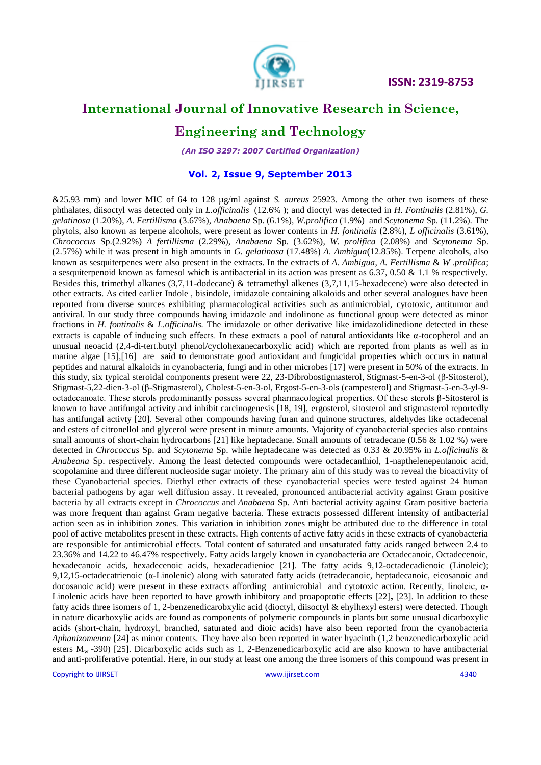&25.93 mm) and lower MIC of 64 to 128 µg/ml against *S. aureus* 25923. Among the other two isomers of these phthalates, diisoctyl was detected only in *L.officinalis* (12.6% ); and dioctyl was detected in *H. Fontinalis* (2.81%), *G. gelatinosa* (1.20%), *A. Fertillisma* (3.67%), *Anabaena* Sp. (6.1%), *W.prolifica* (1.9%) and *Scytonema* Sp. (11.2%). The phytols, also known as terpene alcohols, were present as lower contents in *H. fontinalis* (2.8%), *L officinalis* (3.61%), *Chrococcus* Sp.(2.92%) *A fertillisma* (2.29%), *Anabaena* Sp. (3.62%), *W. prolifica* (2.08%) and *Scytonema* Sp. (2.57%) while it was present in high amounts in *G. gelatinosa* (17.48%) *A. Ambigua*(12.85%). Terpene alcohols, also known as sesquiterpenes were also present in the extracts. In the extracts of *A. Ambigua*, *A. Fertillisma* & *W .prolifica*; a sesquiterpenoid known as farnesol which is antibacterial in its action was present as 6.37, 0.50 & 1.1 % respectively. Besides this, trimethyl alkanes (3,7,11-dodecane) & tetramethyl alkenes (3,7,11,15-hexadecene) were also detected in other extracts. As cited earlier Indole , bisindole, imidazole containing alkaloids and other several analogues have been reported from diverse sources exhibiting pharmacological activities such as antimicrobial, cytotoxic, antitumor and antiviral. In our study three compounds having imidazole and indolinone as functional group were detected as minor fractions in *H. fontinalis* & *L.officinalis.* The imidazole or other derivative like imidazolidinedione detected in these extracts is capable of inducing such effects. In these extracts a pool of natural antioxidants like α-tocopherol and an unusual neoacid (2,4-di-tert.butyl phenol/cyclohexanecarboxylic acid) which are reported from plants as well as in marine algae [15],[16] are said to demonstrate good antioxidant and fungicidal properties which occurs in natural peptides and natural alkaloids in cyanobacteria, fungi and in other microbes [17] were present in 50% of the extracts. In this study, six typical steroidal components present were 22, 23-Dibrobostigmasterol, Stigmast-5-en-3-ol (β-Sitosterol), Stigmast-5,22-dien-3-ol (β-Stigmasterol), Cholest-5-en-3-ol, Ergost-5-en-3-ols (campesterol) and Stigmast-5-en-3-yl-9-octadecanoate. These sterols predominantly possess several pharmacological properties. Of these sterols β-Sitosterol is known to have antifungal activity and inhibit carcinogenesis [18, 19], ergosterol, sitosterol and stigmasterol reportedly has antifungal activty [20]. Several other compounds having furan and quinone structures, aldehydes like octadecenal and esters of citronellol and glycerol were present in minute amounts. Majority of cyanobacterial species also contains small amounts of short-chain hydrocarbons [21] like heptadecane. Small amounts of tetradecane (0.56 & 1.02 %) were detected in *Chrococcus* Sp. and *Scytonema* Sp. while heptadecane was detected as 0.33 & 20.95% in *L.officinalis* & *Anabeana* Sp. respectively. Among the least detected compounds were octadecanthiol, 1-napthelenepentanoic acid, scopolamine and three different nucleoside sugar moiety. The primary aim of this study was to reveal the bioactivity of these Cyanobacterial species. Diethyl ether extracts of these cyanobacterial species were tested against 24 human bacterial pathogens by agar well diffusion assay. It revealed, pronounced antibacterial activity against Gram positive bacteria by all extracts except in *Chrococcus* and *Anabaena* Sp. Anti bacterial activity against Gram positive bacteria was more frequent than against Gram negative bacteria. These extracts possessed different intensity of antibacterial action seen as in inhibition zones. This variation in inhibition zones might be attributed due to the difference in total pool of active metabolites present in these extracts. High contents of active fatty acids in these extracts of cyanobacteria are responsible for antimicrobial effects. Total content of saturated and unsaturated fatty acids ranged between 2.4 to 23.36% and 14.22 to 46.47% respectively. Fatty acids largely known in cyanobacteria are Octadecanoic, Octadecenoic, hexadecanoic acids, hexadecenoic acids, hexadecadienioc [21]. The fatty acids 9,12-octadecadienoic (Linoleic); 9,12,15-octadecatrienoic (α-Linolenic) along with saturated fatty acids (tetradecanoic, heptadecanoic, eicosanoic and docosanoic acid) were present in these extracts affording antimicrobial and cytotoxic action. Recently, linoleic, α-Linolenic acids have been reported to have growth inhibitory and proapoptotic effects [22], [23]. In addition to these fatty acids three isomers of 1, 2-benzenedicarobxylic acid (dioctyl, diisoctyl & ehylhexyl esters) were detected. Though in nature dicarboxylic acids are found as components of polymeric compounds in plants but some unusual dicarboxylic acids (short-chain, hydroxyl, branched, saturated and dioic acids) have also been reported from the cyanobacteria *Aphanizomenon* [24] as minor contents. They have also been reported in water hyacinth (1,2 benzenedicarboxylic acid esters $M_w$ -390) [25]. Dicarboxylic acids such as 1, 2-Benzenedicarboxylic acid are also known to have antibacterial and anti-proliferative potential. Here, in our study at least one among the three isomers of this compound was present in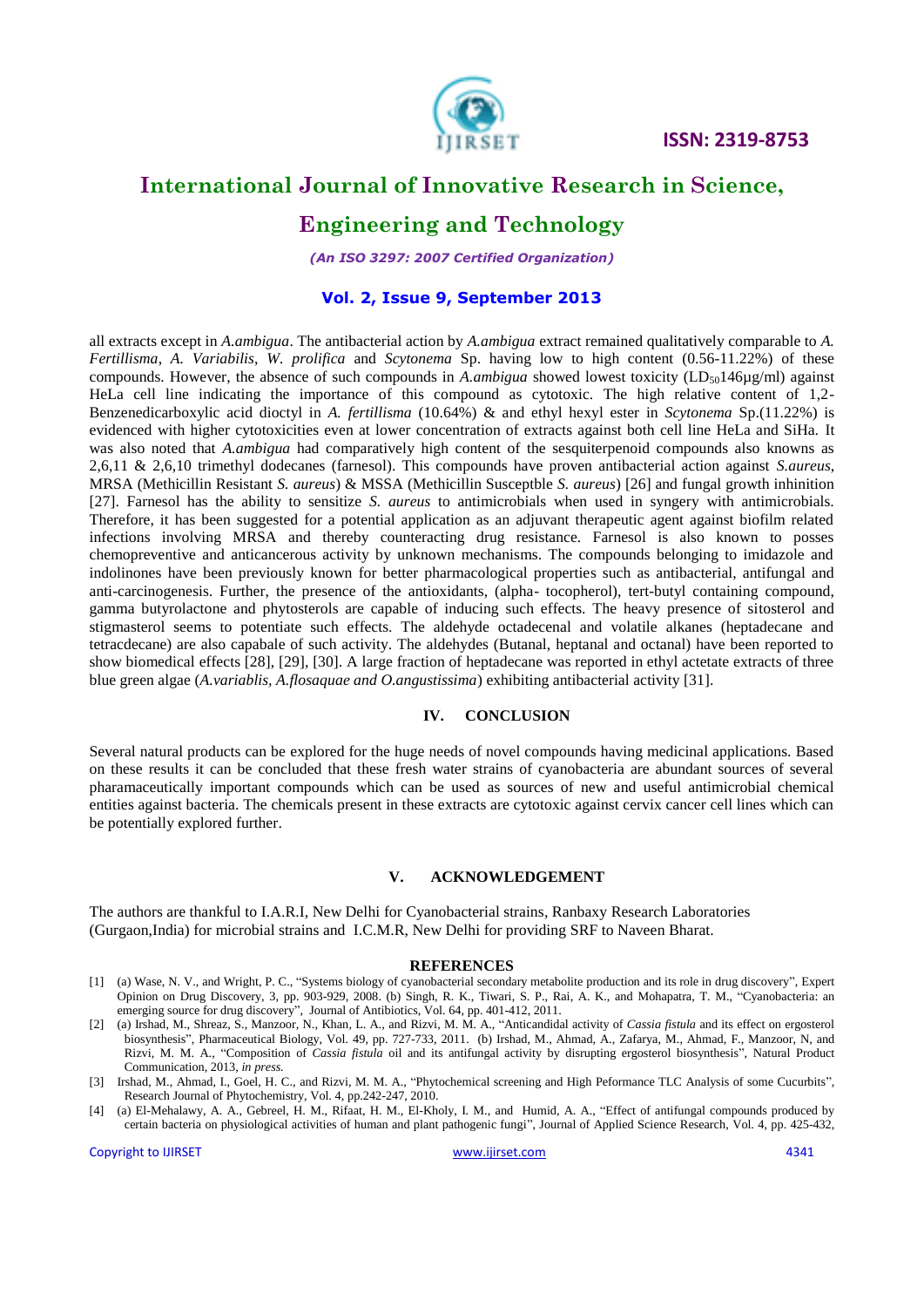all extracts except in *A.ambigua*. The antibacterial action by *A.ambigua* extract remained qualitatively comparable to *A. Fertillisma*, *A. Variabilis*, *W. prolifica* and *Scytonema* Sp. having low to high content (0.56-11.22%) of these compounds. However, the absence of such compounds in *A.ambigua* showed lowest toxicity ($LD_{50}$146µg/ml) against HeLa cell line indicating the importance of this compound as cytotoxic. The high relative content of 1,2-Benzenedicarboxylic acid dioctyl in *A. fertillisma* (10.64%) & and ethyl hexyl ester in *Scytonema* Sp.(11.22%) is evidenced with higher cytotoxicities even at lower concentration of extracts against both cell line HeLa and SiHa. It was also noted that *A.ambigua* had comparatively high content of the sesquiterpenoid compounds also knowns as 2,6,11 & 2,6,10 trimethyl dodecanes (farnesol). This compounds have proven antibacterial action against *S.aureus*, MRSA (Methicillin Resistant *S. aureus*) & MSSA (Methicillin Susceptble *S. aureus*) [26] and fungal growth inhinition [27]. Farnesol has the ability to sensitize *S. aureus* to antimicrobials when used in syngery with antimicrobials. Therefore, it has been suggested for a potential application as an adjuvant therapeutic agent against biofilm related infections involving MRSA and thereby counteracting drug resistance. Farnesol is also known to posses chemopreventive and anticancerous activity by unknown mechanisms. The compounds belonging to imidazole and indolinones have been previously known for better pharmacological properties such as antibacterial, antifungal and anti-carcinogenesis. Further, the presence of the antioxidants, (alpha- tocopherol), tert-butyl containing compound, gamma butyrolactone and phytosterols are capable of inducing such effects. The heavy presence of sitosterol and stigmasterol seems to potentiate such effects. The aldehyde octadecenal and volatile alkanes (heptadecane and tetracdecane) are also capabale of such activity. The aldehydes (Butanal, heptanal and octanal) have been reported to show biomedical effects [28], [29], [30]. A large fraction of heptadecane was reported in ethyl actetate extracts of three blue green algae (*A.variablis, A.flosaquae and O.angustissima*) exhibiting antibacterial activity [31].

## IV. CONCLUSION

Several natural products can be explored for the huge needs of novel compounds having medicinal applications. Based on these results it can be concluded that these fresh water strains of cyanobacteria are abundant sources of several pharamaceutically important compounds which can be used as sources of new and useful antimicrobial chemical entities against bacteria. The chemicals present in these extracts are cytotoxic against cervix cancer cell lines which can be potentially explored further.

## V. ACKNOWLEDGEMENT

The authors are thankful to I.A.R.I, New Delhi for Cyanobacterial strains, Ranbaxy Research Laboratories (Gurgaon,India) for microbial strains and I.C.M.R, New Delhi for providing SRF to Naveen Bharat.

## REFERENCES

[1] (a) Wase, N. V., and Wright, P. C., "Systems biology of cyanobacterial secondary metabolite production and its role in drug discovery", Expert Opinion on Drug Discovery, 3, pp. 903-929, 2008. (b) Singh, R. K., Tiwari, S. P., Rai, A. K., and Mohapatra, T. M., "Cyanobacteria: an emerging source for drug discovery", Journal of Antibiotics, Vol. 64, pp. 401-412, 2011.

[2] (a) Irshad, M., Shreaz, S., Manzoor, N., Khan, L. A., and Rizvi, M. M. A., "Anticandidal activity of *Cassia fistula* and its effect on ergosterol biosynthesis", Pharmaceutical Biology, Vol. 49, pp. 727-733, 2011. (b) Irshad, M., Ahmad, A., Zafarya, M., Ahmad, F., Manzoor, N, and Rizvi, M. M. A., "Composition of *Cassia fistula* oil and its antifungal activity by disrupting ergosterol biosynthesis", Natural Product Communication, 2013, *in press.*

[3] Irshad, M., Ahmad, I., Goel, H. C., and Rizvi, M. M. A., "Phytochemical screening and High Peformance TLC Analysis of some Cucurbits", Research Journal of Phytochemistry, Vol. 4, pp.242-247, 2010.

[4] (a) El-Mehalawy, A. A., Gebreel, H. M., Rifaat, H. M., El-Kholy, I. M., and Humid, A. A., "Effect of antifungal compounds produced by certain bacteria on physiological activities of human and plant pathogenic fungi", Journal of Applied Science Research, Vol. 4, pp. 425-432,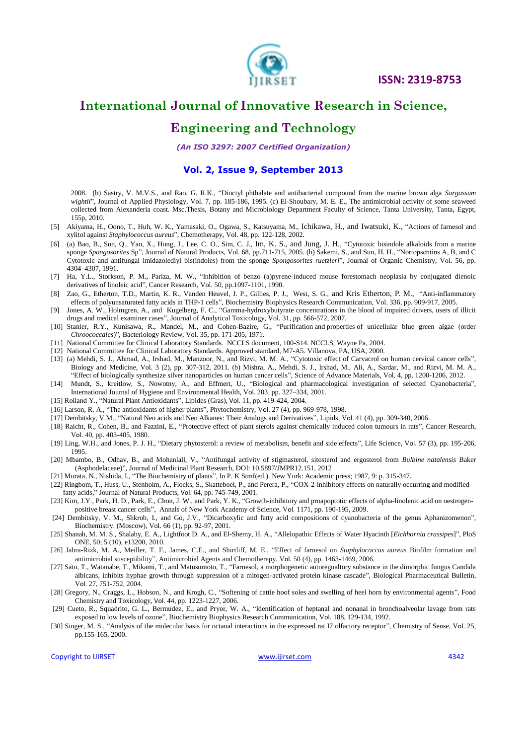2008. (b) Sastry, V. M.V.S., and Rao, G. R.K., "Dioctyl phthalate and antibacterial compound from the marine brown alga *Sargassum wightii*", Journal of Applied Physiology, Vol. 7, pp. 185-186, 1995. (c) El-Shoubary, M. E. E., The antimicrobial activity of some seaweed collected from Alexanderia coast. Msc.Thesis, Botany and Microbiology Department Faculty of Science, Tanta University, Tanta, Egypt, 155p, 2010.

[5] Akiyama, H., Oono, T., Huh, W. K., Yamasaki, O., Ogawa, S., Katsuyama, M., Ichikawa, H., and Iwatsuki, K., "Actions of farnesol and xylitol against *Staphylococcus aureus*", Chemotherapy, Vol. 48, pp. 122-128, 2002.

[6] (a) Bao, B., Sun, Q., Yao, X., Hong, J., Lee, C. O., Sim, C. J., Im, K. S., and Jung, J. H., "Cytotoxic bisindole alkaloids from a marine sponge *Spongosorites* Sp", Journal of Natural Products, Vol. 68, pp.711-715, 2005. (b) Sakemi, S., and Sun, H. H., "Nortopsentins A, B, and C Cytotoxic and antifungal imidazolediyl bis(indoles) from the sponge *Spongosorites ruetzleri*", Journal of Organic Chemistry, Vol. 56, pp. 4304–4307, 1991.

[7] Ha, Y.L., Storkson, P. M., Pariza, M. W., "Inhibition of benzo (a)pyrene-induced mouse forestomach neoplasia by conjugated dienoic derivatives of linoleic acid", Cancer Research, Vol. 50, pp.1097-1101, 1990.

[8] Zao, G., Etherton, T.D., Martin, K. R., Vanden Heuvel, J. P., Gillies, P. J., West, S. G., and Kris Etherton, P. M., "Anti-inflammatory effects of polyunsaturated fatty acids in THP-1 cells", Biochemistry Biophysics Research Communication, Vol. 336, pp. 909-917, 2005.

[9] Jones, A. W., Holmgren, A., and Kugelberg, F. C., "Gamma-hydroxybutyrate concentrations in the blood of impaired drivers, users of illicit drugs and medical examiner cases", Journal of Analytical Toxicology, Vol. 31, pp. 566-572, 2007.

[10] Stanier, R.Y., Kunisawa, R., Mandel, M., and Cohen-Bazire, G., "Purification and properties of unicellular blue green algae (order *Chroococcales*)", Bacteriology Review, Vol. 35, pp. 171-205, 1971.

[11] National Committee for Clinical Laboratory Standards. NCCLS document, 100-S14. NCCLS, Wayne Pa, 2004.

[12] National Committee for Clinical Laboratory Standards. Approved standard, M7-A5. Villanova, PA, USA, 2000.

[13] (a) Mehdi, S. J., Ahmad, A., Irshad, M., Manzoor, N., and Rizvi, M. M. A., "Cytotoxic effect of Carvacrol on human cervical cancer cells", Biology and Medicine, Vol. 3 (2), pp. 307-312, 2011. (b) Mishra, A., Mehdi, S. J., Irshad, M., Ali, A., Sardar, M., and Rizvi, M. M. A., "Effect of biologically synthesize silver nanoparticles on human cancer cells", Science of Advance Materials, Vol. 4, pp. 1200-1206, 2012.

[14] Mundt, S., kreitlow, S., Nowotny, A., and Effmert, U., "Biological and pharmacological investigation of selected Cyanobacteria", International Journal of Hygiene and Environmental Health, Vol. 203, pp. 327–334, 2001.

[15] Rolland Y., "Natural Plant Antioxidants", Lipides (Gras), Vol. 11, pp. 419-424, 2004.

[16] Larson, R. A., "The antioxidants of higher plants", Phytochemistry, Vol. 27 (4), pp. 969-978, 1998.

[17] Dembitsky, V.M., "Natural Neo acids and Neo Alkanes: Their Analogs and Derivatives", Lipids, Vol. 41 (4), pp. 309-340, 2006.

[18] Raicht, R., Cohen, B., and Fazzini, E., "Protective effect of plant sterols against chemically induced colon tumours in rats", Cancer Research, Vol. 40, pp. 403-405, 1980.

[19] Ling, W.H., and Jones, P. J. H., "Dietary phytosterol: a review of metabolism, benefit and side effects", Life Science, Vol. 57 (3), pp. 195-206, 1995.

[20] Mbambo, B., Odhav, B., and Mohanlall, V., "Antifungal activity of stigmasterol, sitosterol and ergosterol from *Bulbine natalensis* Baker (Asphodelaceae)", Journal of Medicinal Plant Research, DOI: 10.5897/JMPR12.151, 2012

[21] Murata, N., Nishida, I., "The Biochemistry of plants", In P. K Stmf(ed.). New York: Academic press; 1987, 9: p. 315-347.

[22] Ringbom, T., Huss, U., Stenholm, A., Flocks, S., Skatteboel, P., and Perera, P., "COX-2-inhibitory effects on naturally occurring and modified fatty acids," Journal of Natural Products, Vol. 64, pp. 745-749, 2001.

[23] Kim, J.Y., Park, H. D., Park, E., Chon, J. W., and Park, Y. K., "Growth-inhibitory and proapoptotic effects of alpha-linolenic acid on oestrogen-positive breast cancer cells", Annals of New York Academy of Science, Vol. 1171, pp. 190-195, 2009.

[24] Dembitsky, V. M., Shkrob, I., and Go, J.V., "Dicarboxylic and fatty acid compositions of cyanobacteria of the genus Aphanizomenon", Biochemistry. (Moscow), Vol. 66 (1), pp. 92-97, 2001.

[25] Shanab, M. M. S., Shalaby, E. A., Lightfoot D. A., and El-Shemy, H. A., "Allelopathic Effects of Water Hyacinth [*Eichhornia crassipes*]", PloS ONE, 50; 5 (10), e13200, 2010.

[26] Jabra-Rizk, M. A., Meiller, T. F., James, C.E., and Shirtliff, M. E., "Effect of farnesol on *Staphylococcus aureus* Biofilm formation and antimicrobial susceptibility", Antimicrobial Agents and Chemotherapy, Vol. 50 (4), pp. 1463-1469, 2006.

[27] Sato, T., Watanabe, T., Mikami, T., and Matusumoto, T., "Farnesol, a morphogenetic autoregualtory substance in the dimorphic fungus Candida albicans, inhibits hyphae growth through suppression of a mitogen-activated protein kinase cascade", Biological Pharmaceutical Bulletin, Vol. 27, 751-752, 2004.

[28] Gregory, N., Craggs, L., Hobson, N., and Krogh, C., "Softening of cattle hoof soles and swelling of heel horn by environmental agents", Food Chemistry and Toxicology, Vol. 44, pp. 1223-1227, 2006.

[29] Cueto, R., Squadrito, G. L., Bermudez, E., and Pryor, W. A., "Identification of heptanal and nonanal in bronchoalveolar lavage from rats exposed to low levels of ozone", Biochemistry Biophysics Research Communication, Vol. 188, 129-134, 1992.

[30] Singer, M. S., "Analysis of the molecular basis for octanal interactions in the expressed rat I7 olfactory receptor", Chemistry of Sense, Vol. 25, pp.155-165, 2000.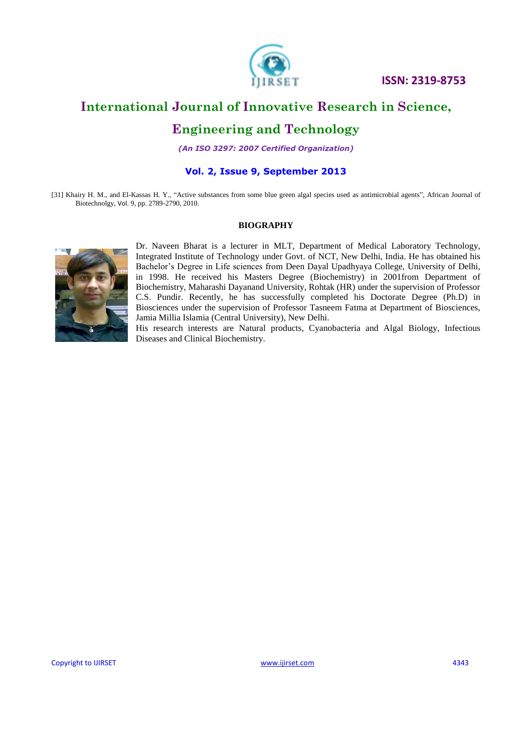[31] Khairy H. M., and El-Kassas H. Y., "Active substances from some blue green algal species used as antimicrobial agents", African Journal of Biotechnolgy, Vol. 9, pp. 2789-2790, 2010.

**BIOGRAPHY**

Dr. Naveen Bharat is a lecturer in MLT, Department of Medical Laboratory Technology, Integrated Institute of Technology under Govt. of NCT, New Delhi, India. He has obtained his Bachelor's Degree in Life sciences from Deen Dayal Upadhyaya College, University of Delhi, in 1998. He received his Masters Degree (Biochemistry) in 2001from Department of Biochemistry, Maharashi Dayanand University, Rohtak (HR) under the supervision of Professor C.S. Pundir. Recently, he has successfully completed his Doctorate Degree (Ph.D) in Biosciences under the supervision of Professor Tasneem Fatma at Department of Biosciences, Jamia Millia Islamia (Central University), New Delhi.
His research interests are Natural products, Cyanobacteria and Algal Biology, Infectious Diseases and Clinical Biochemistry.